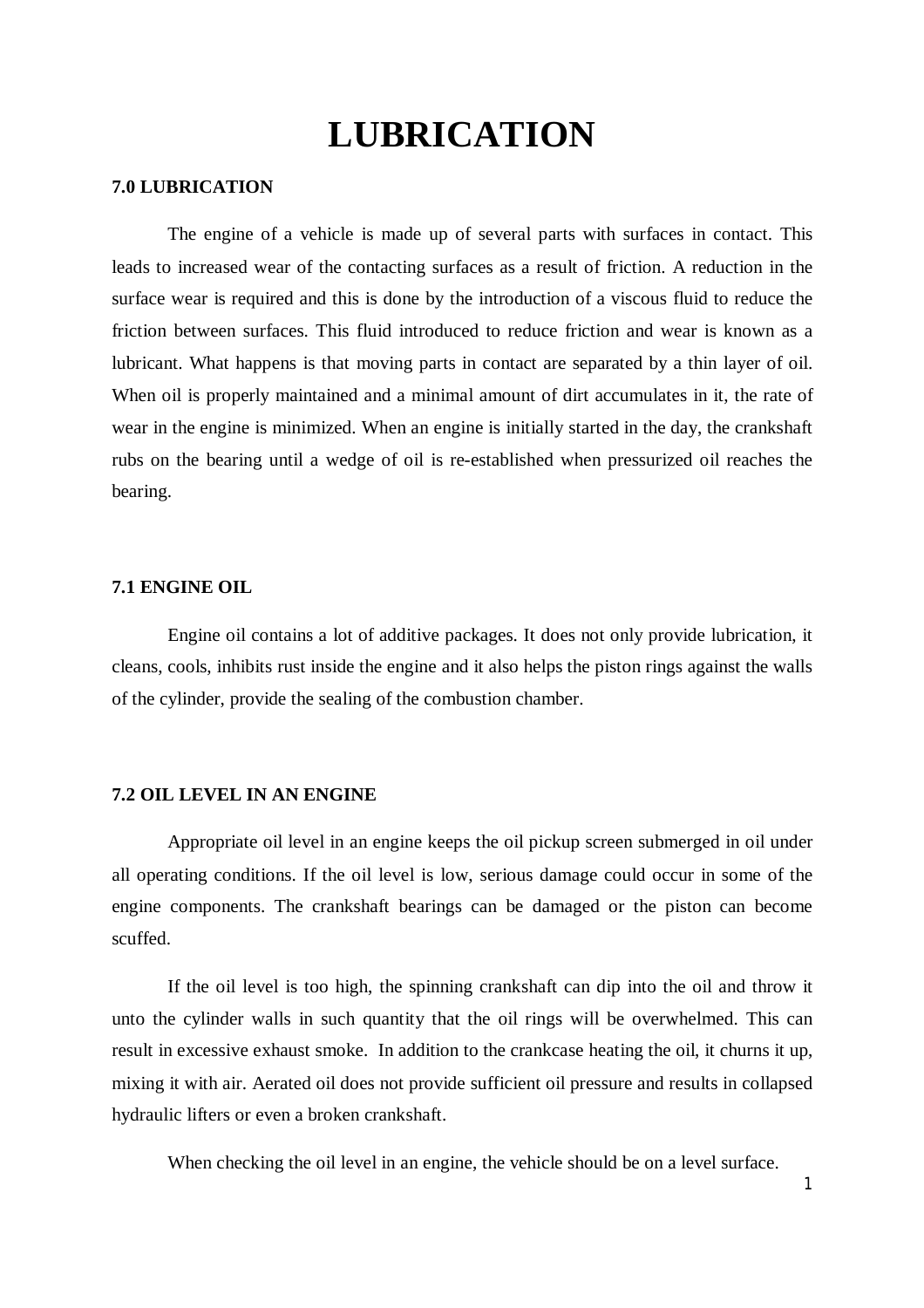# LUBRICATION

## 7.0 LUBRICATION

The engine of a vehicle is made up of several parts with surfaces in contact. This leads to increased wear of the contacting surfaces as a result of friction. A reduction in the surface wear is required and this is done by the introduction of a viscous fluid to reduce the friction between surfaces. This fluid introduced to reduce friction and wear is known as a lubricant. What happens is that moving parts in contact are separated by a thin layer of oil. When oil is properly maintained and a minimal amount of dirt accumulates in it, the rate of wear in the engine is minimized. When an engine is initially started in the day, the crankshaft rubs on the bearing until a wedge of oil is re-established when pressurized oil reaches the bearing.

## 7.1 ENGINE OIL

Engine oil contains a lot of additive packages. It does not only provide lubrication, it cleans, cools, inhibits rust inside the engine and it also helps the piston rings against the walls of the cylinder, provide the sealing of the combustion chamber.

## 7.2 OIL LEVEL IN AN ENGINE

Appropriate oil level in an engine keeps the oil pickup screen submerged in oil under all operating conditions. If the oil level is low, serious damage could occur in some of the engine components. The crankshaft bearings can be damaged or the piston can become scuffed.

If the oil level is too high, the spinning crankshaft can dip into the oil and throw it unto the cylinder walls in such quantity that the oil rings will be overwhelmed. This can result in excessive exhaust smoke. In addition to the crankcase heating the oil, it churns it up, mixing it with air. Aerated oil does not provide sufficient oil pressure and results in collapsed hydraulic lifters or even a broken crankshaft.

When checking the oil level in an engine, the vehicle should be on a level surface.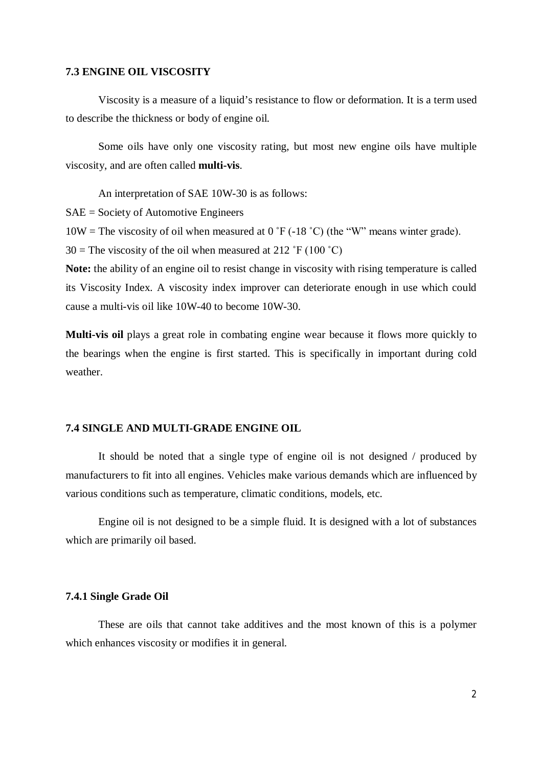## 7.3 ENGINE OIL VISCOSITY

Viscosity is a measure of a liquid's resistance to flow or deformation. It is a term used to describe the thickness or body of engine oil.

Some oils have only one viscosity rating, but most new engine oils have multiple viscosity, and are often called **multi-vis**.

An interpretation of SAE 10W-30 is as follows:

SAE = Society of Automotive Engineers

10W = The viscosity of oil when measured at 0 ˚F (-18 ˚C) (the "W" means winter grade).

30 = The viscosity of the oil when measured at 212 ˚F (100 ˚C)

**Note:** the ability of an engine oil to resist change in viscosity with rising temperature is called its Viscosity Index. A viscosity index improver can deteriorate enough in use which could cause a multi-vis oil like 10W-40 to become 10W-30.

**Multi-vis oil** plays a great role in combating engine wear because it flows more quickly to the bearings when the engine is first started. This is specifically in important during cold weather.

## 7.4 SINGLE AND MULTI-GRADE ENGINE OIL

It should be noted that a single type of engine oil is not designed / produced by manufacturers to fit into all engines. Vehicles make various demands which are influenced by various conditions such as temperature, climatic conditions, models, etc.

Engine oil is not designed to be a simple fluid. It is designed with a lot of substances which are primarily oil based.

### 7.4.1 Single Grade Oil

These are oils that cannot take additives and the most known of this is a polymer which enhances viscosity or modifies it in general.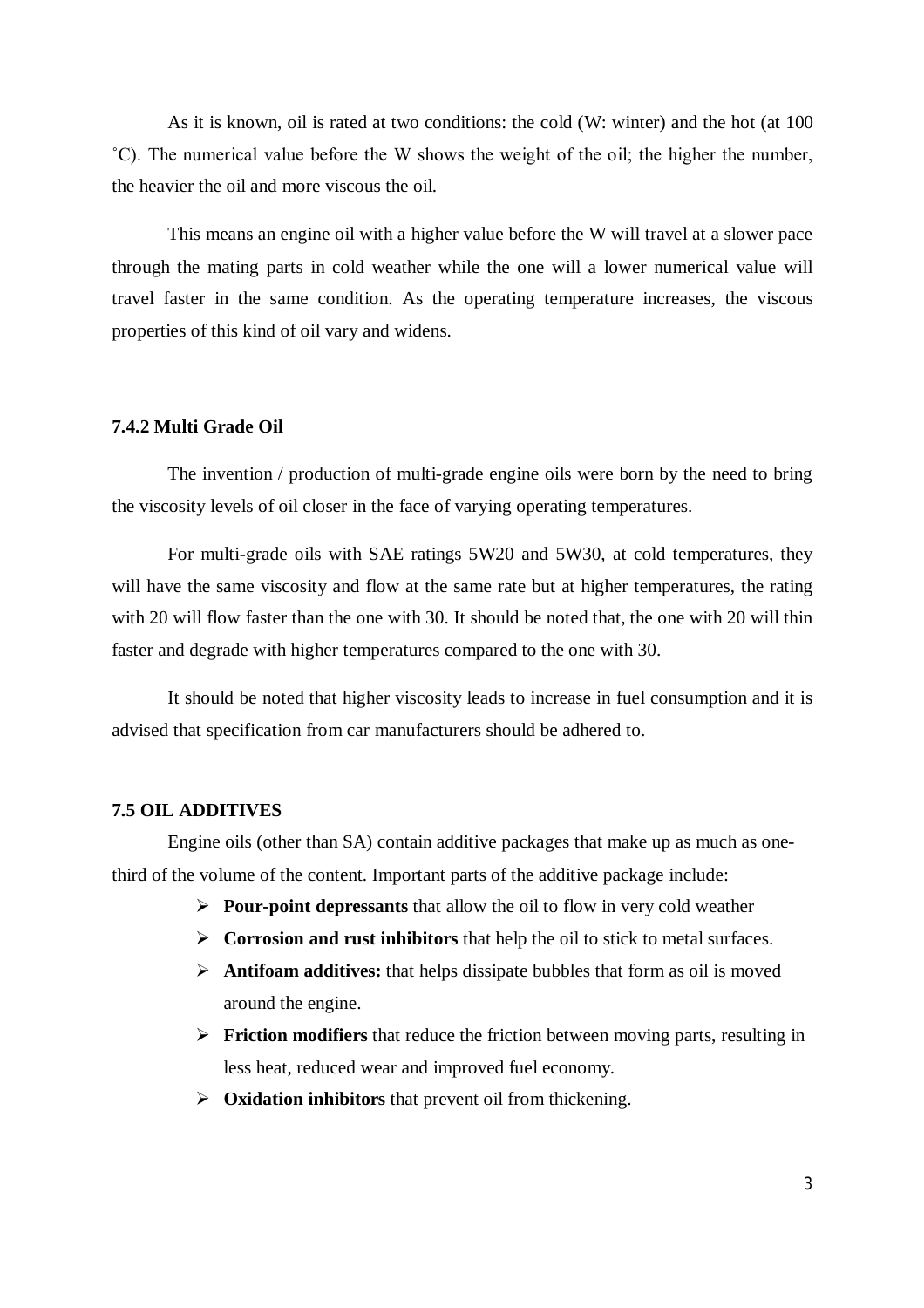As it is known, oil is rated at two conditions: the cold (W: winter) and the hot (at 100 ˚C). The numerical value before the W shows the weight of the oil; the higher the number, the heavier the oil and more viscous the oil.

This means an engine oil with a higher value before the W will travel at a slower pace through the mating parts in cold weather while the one will a lower numerical value will travel faster in the same condition. As the operating temperature increases, the viscous properties of this kind of oil vary and widens.

### 7.4.2 Multi Grade Oil

The invention / production of multi-grade engine oils were born by the need to bring the viscosity levels of oil closer in the face of varying operating temperatures.

For multi-grade oils with SAE ratings 5W20 and 5W30, at cold temperatures, they will have the same viscosity and flow at the same rate but at higher temperatures, the rating with 20 will flow faster than the one with 30. It should be noted that, the one with 20 will thin faster and degrade with higher temperatures compared to the one with 30.

It should be noted that higher viscosity leads to increase in fuel consumption and it is advised that specification from car manufacturers should be adhered to.

## 7.5 OIL ADDITIVES

Engine oils (other than SA) contain additive packages that make up as much as one-third of the volume of the content. Important parts of the additive package include:

- **Pour-point depressants** that allow the oil to flow in very cold weather
- **Corrosion and rust inhibitors** that help the oil to stick to metal surfaces.
- **Antifoam additives:** that helps dissipate bubbles that form as oil is moved around the engine.
- **Friction modifiers** that reduce the friction between moving parts, resulting in less heat, reduced wear and improved fuel economy.
- **Oxidation inhibitors** that prevent oil from thickening.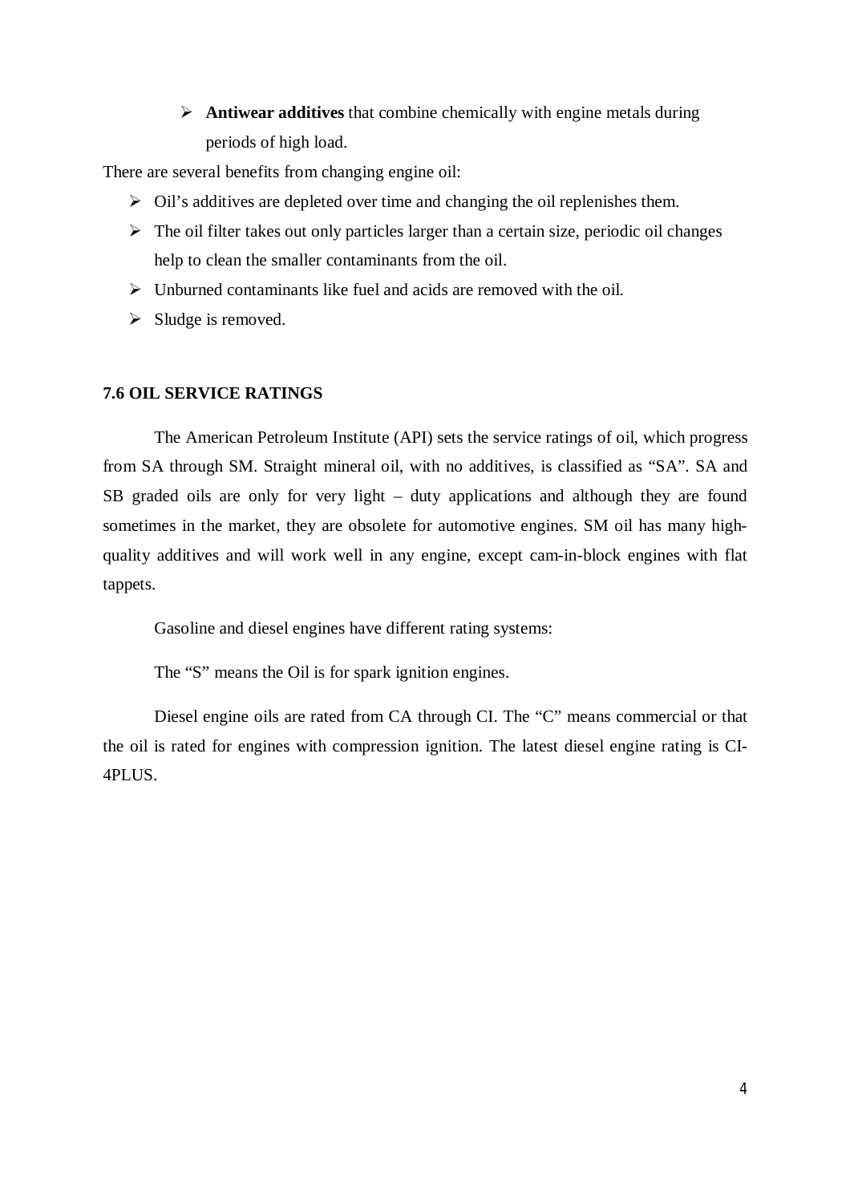- **Antiwear additives** that combine chemically with engine metals during periods of high load.

There are several benefits from changing engine oil:

- Oil's additives are depleted over time and changing the oil replenishes them.
- The oil filter takes out only particles larger than a certain size, periodic oil changes help to clean the smaller contaminants from the oil.
- Unburned contaminants like fuel and acids are removed with the oil.
- Sludge is removed.

## 7.6 OIL SERVICE RATINGS

The American Petroleum Institute (API) sets the service ratings of oil, which progress from SA through SM. Straight mineral oil, with no additives, is classified as "SA". SA and SB graded oils are only for very light – duty applications and although they are found sometimes in the market, they are obsolete for automotive engines. SM oil has many high-quality additives and will work well in any engine, except cam-in-block engines with flat tappets.

Gasoline and diesel engines have different rating systems:

The "S" means the Oil is for spark ignition engines.

Diesel engine oils are rated from CA through CI. The "C" means commercial or that the oil is rated for engines with compression ignition. The latest diesel engine rating is CI-4PLUS.